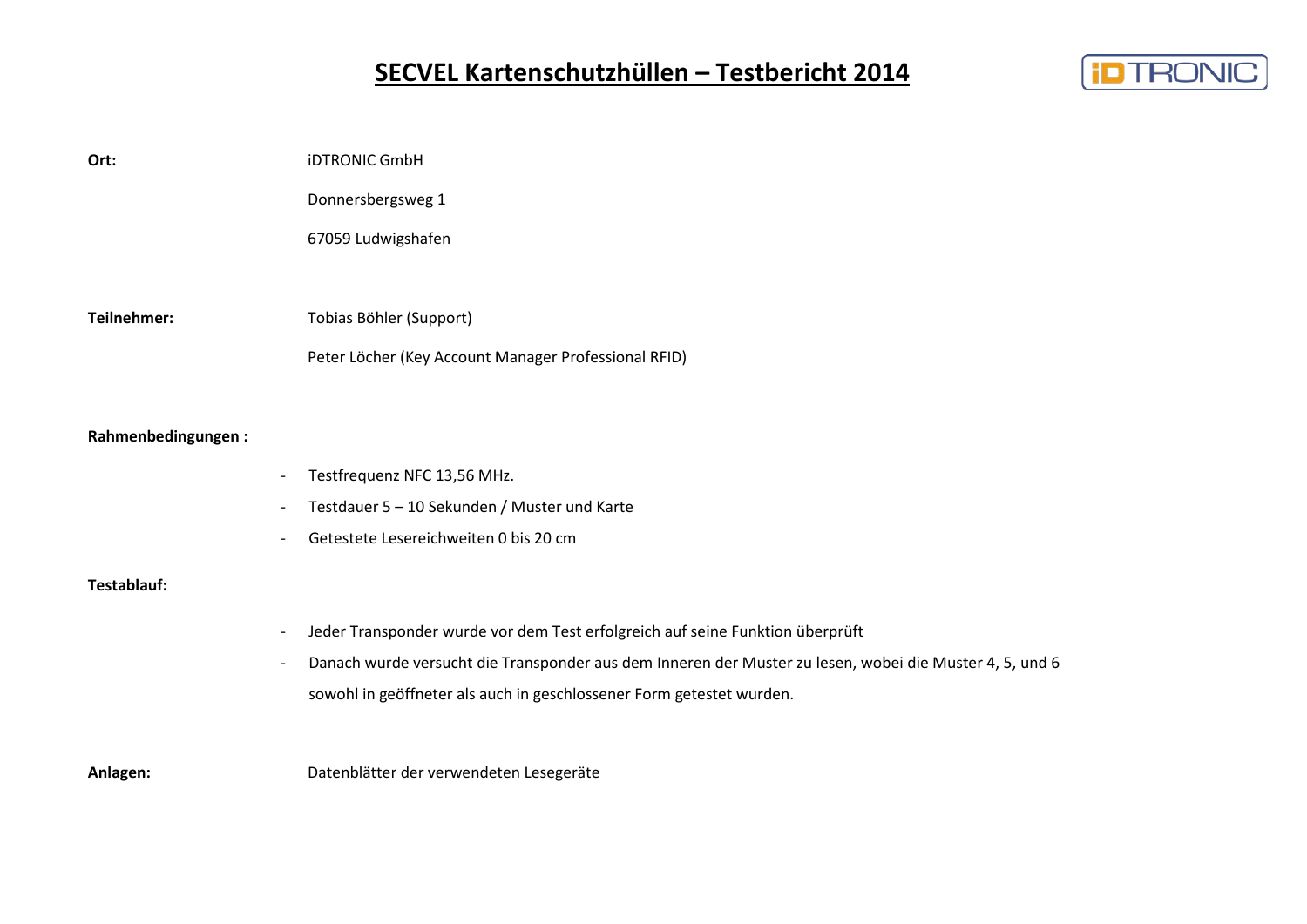# SECVEL Kartenschutzhüllen – Testbericht 2014

**Ort:** iDTRONIC GmbH

Donnersbergsweg 1

67059 Ludwigshafen

**Teilnehmer:** Tobias Böhler (Support)

Peter Löcher (Key Account Manager Professional RFID)

**Rahmenbedingungen :**

- Testfrequenz NFC 13,56 MHz.
- Testdauer 5 – 10 Sekunden / Muster und Karte
- Getestete Lesereichweiten 0 bis 20 cm

**Testablauf:**

- Jeder Transponder wurde vor dem Test erfolgreich auf seine Funktion überprüft
- Danach wurde versucht die Transponder aus dem Inneren der Muster zu lesen, wobei die Muster 4, 5, und 6 sowohl in geöffneter als auch in geschlossener Form getestet wurden.

**Anlagen:** Datenblätter der verwendeten Lesegeräte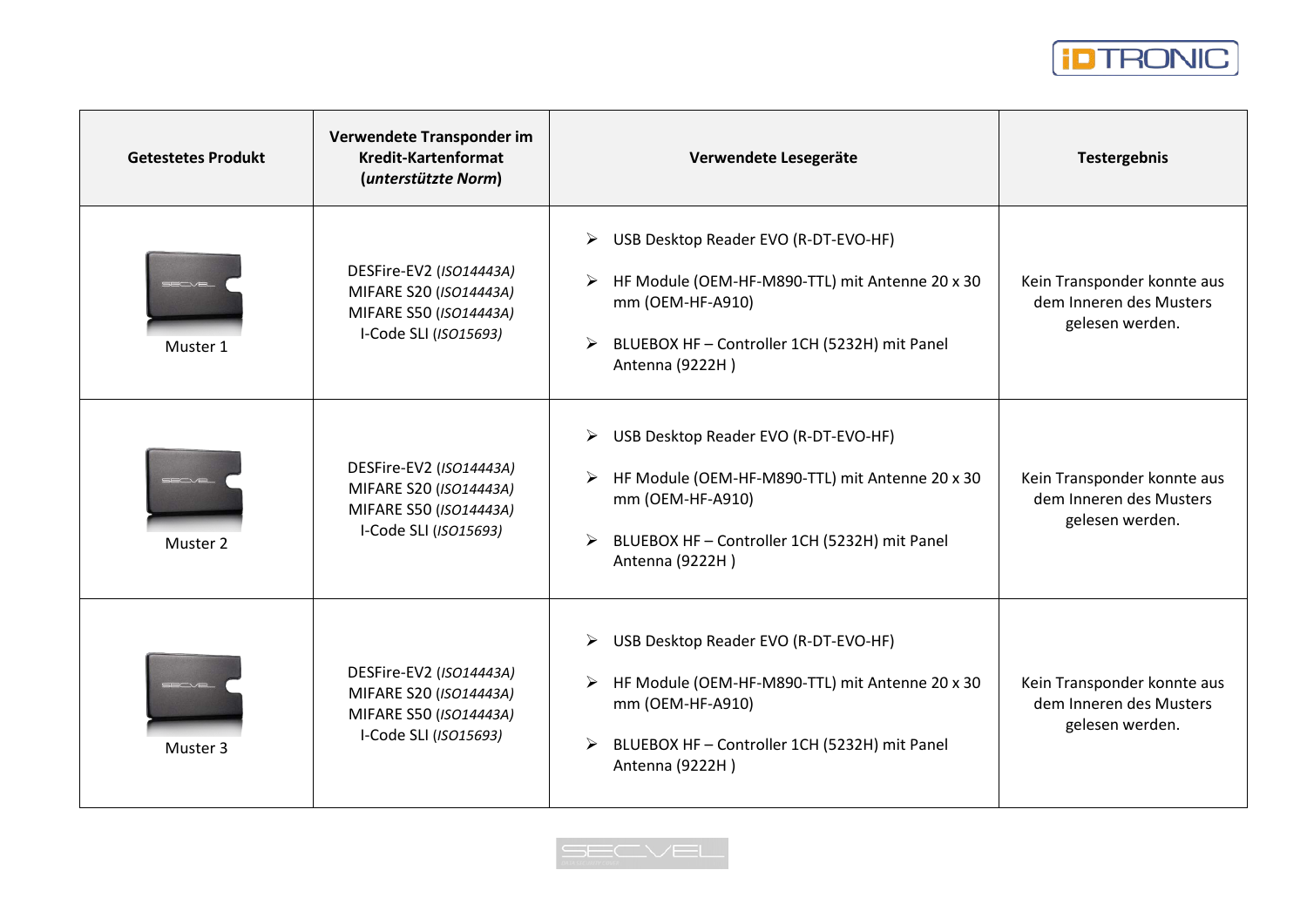| Getestetes Produkt | Verwendete Transponder im Kredit-Kartenformat (*unterstützte Norm*) | Verwendete Lesegeräte | Testergebnis |
|---|---|---|---|
| Muster 1 | DESFire-EV2 (*ISO14443A*)<br>MIFARE S20 (*ISO14443A*)<br>MIFARE S50 (*ISO14443A*)<br>I-Code SLI (*ISO15693*) | ➢ USB Desktop Reader EVO (R-DT-EVO-HF)<br>➢ HF Module (OEM-HF-M890-TTL) mit Antenne 20 x 30 mm (OEM-HF-A910)<br>➢ BLUEBOX HF – Controller 1CH (5232H) mit Panel Antenna (9222H ) | Kein Transponder konnte aus dem Inneren des Musters gelesen werden. |
| Muster 2 | DESFire-EV2 (*ISO14443A*)<br>MIFARE S20 (*ISO14443A*)<br>MIFARE S50 (*ISO14443A*)<br>I-Code SLI (*ISO15693*) | ➢ USB Desktop Reader EVO (R-DT-EVO-HF)<br>➢ HF Module (OEM-HF-M890-TTL) mit Antenne 20 x 30 mm (OEM-HF-A910)<br>➢ BLUEBOX HF – Controller 1CH (5232H) mit Panel Antenna (9222H ) | Kein Transponder konnte aus dem Inneren des Musters gelesen werden. |
| Muster 3 | DESFire-EV2 (*ISO14443A*)<br>MIFARE S20 (*ISO14443A*)<br>MIFARE S50 (*ISO14443A*)<br>I-Code SLI (*ISO15693*) | ➢ USB Desktop Reader EVO (R-DT-EVO-HF)<br>➢ HF Module (OEM-HF-M890-TTL) mit Antenne 20 x 30 mm (OEM-HF-A910)<br>➢ BLUEBOX HF – Controller 1CH (5232H) mit Panel Antenna (9222H ) | Kein Transponder konnte aus dem Inneren des Musters gelesen werden. |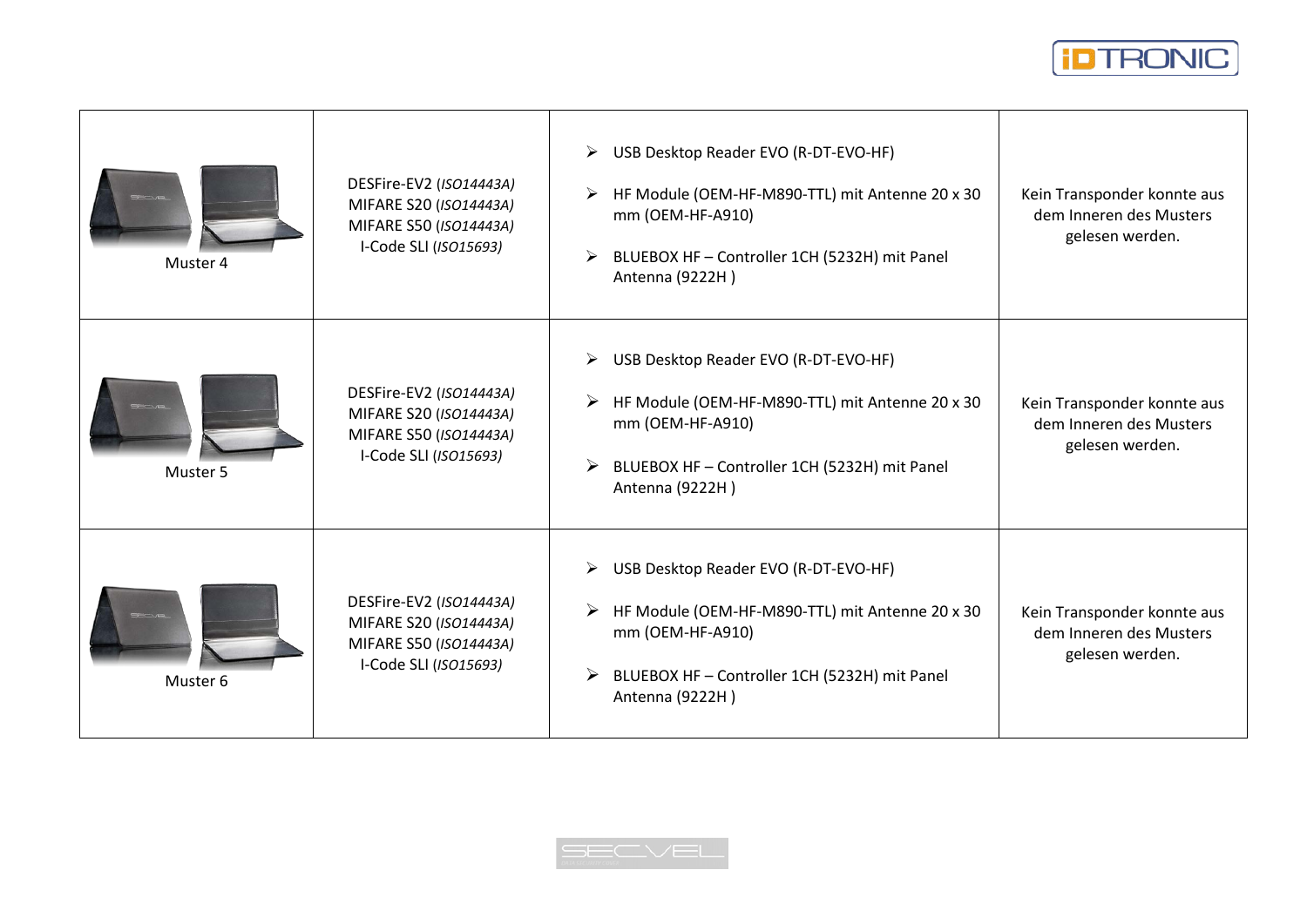| | | | |
|---|---|---|---|
| Muster 4 | DESFire-EV2 (*ISO14443A*)<br>MIFARE S20 (*ISO14443A*)<br>MIFARE S50 (*ISO14443A*)<br>I-Code SLI (*ISO15693*) | ➢ USB Desktop Reader EVO (R-DT-EVO-HF)<br>➢ HF Module (OEM-HF-M890-TTL) mit Antenne 20 x 30 mm (OEM-HF-A910)<br>➢ BLUEBOX HF – Controller 1CH (5232H) mit Panel Antenna (9222H ) | Kein Transponder konnte aus dem Inneren des Musters gelesen werden. |
| Muster 5 | DESFire-EV2 (*ISO14443A*)<br>MIFARE S20 (*ISO14443A*)<br>MIFARE S50 (*ISO14443A*)<br>I-Code SLI (*ISO15693*) | ➢ USB Desktop Reader EVO (R-DT-EVO-HF)<br>➢ HF Module (OEM-HF-M890-TTL) mit Antenne 20 x 30 mm (OEM-HF-A910)<br>➢ BLUEBOX HF – Controller 1CH (5232H) mit Panel Antenna (9222H ) | Kein Transponder konnte aus dem Inneren des Musters gelesen werden. |
| Muster 6 | DESFire-EV2 (*ISO14443A*)<br>MIFARE S20 (*ISO14443A*)<br>MIFARE S50 (*ISO14443A*)<br>I-Code SLI (*ISO15693*) | ➢ USB Desktop Reader EVO (R-DT-EVO-HF)<br>➢ HF Module (OEM-HF-M890-TTL) mit Antenne 20 x 30 mm (OEM-HF-A910)<br>➢ BLUEBOX HF – Controller 1CH (5232H) mit Panel Antenna (9222H ) | Kein Transponder konnte aus dem Inneren des Musters gelesen werden. |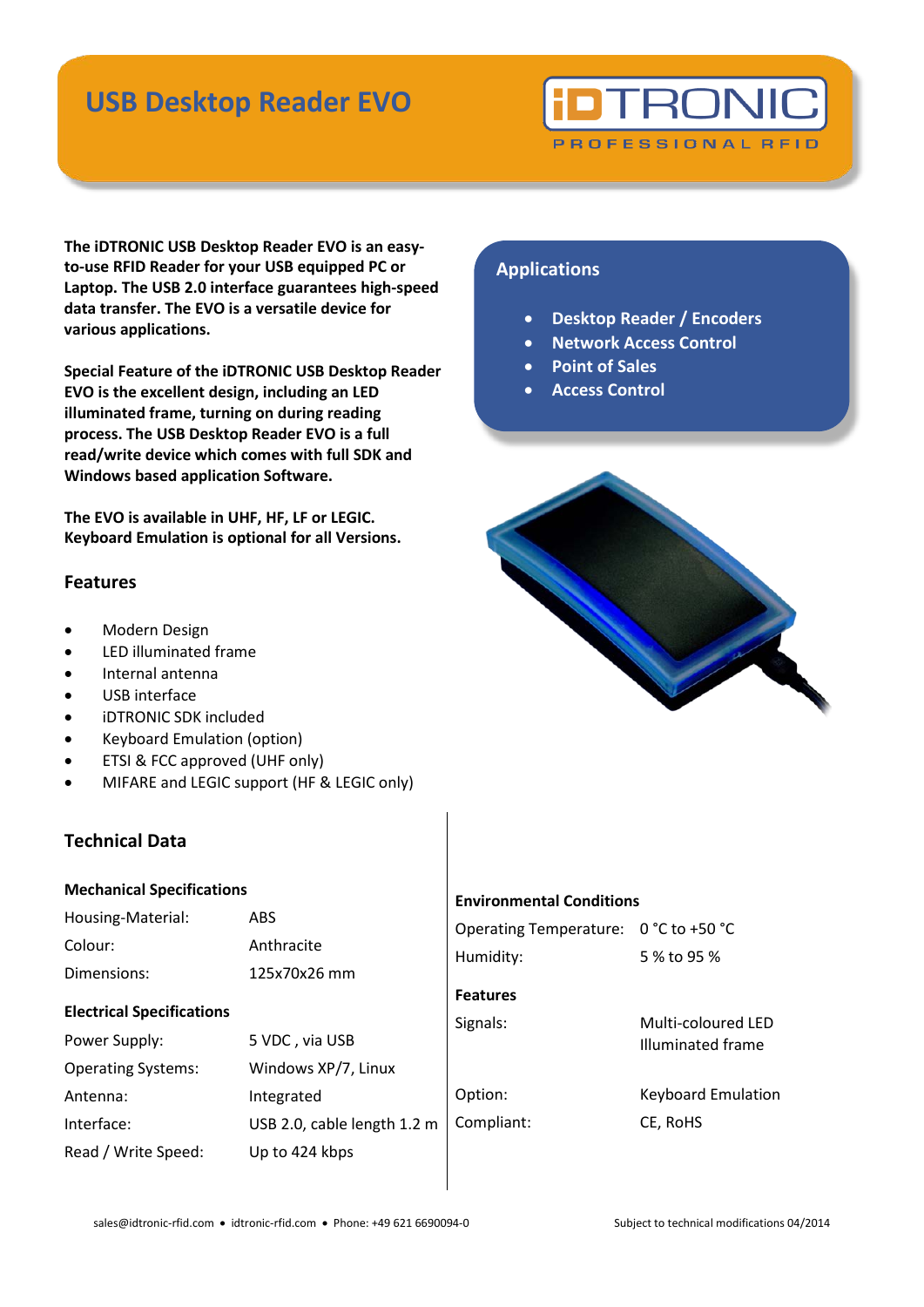# USB Desktop Reader EVO

**The iDTRONIC USB Desktop Reader EVO is an easy-to-use RFID Reader for your USB equipped PC or Laptop. The USB 2.0 interface guarantees high-speed data transfer. The EVO is a versatile device for various applications.**

**Special Feature of the iDTRONIC USB Desktop Reader EVO is the excellent design, including an LED illuminated frame, turning on during reading process. The USB Desktop Reader EVO is a full read/write device which comes with full SDK and Windows based application Software.**

**The EVO is available in UHF, HF, LF or LEGIC. Keyboard Emulation is optional for all Versions.**

## Applications

- **Desktop Reader / Encoders**
- **Network Access Control**
- **Point of Sales**
- **Access Control**

## Features

- Modern Design
- LED illuminated frame
- Internal antenna
- USB interface
- iDTRONIC SDK included
- Keyboard Emulation (option)
- ETSI & FCC approved (UHF only)
- MIFARE and LEGIC support (HF & LEGIC only)

## Technical Data

### Mechanical Specifications

| | |
|---|---|
| Housing-Material: | ABS |
| Colour: | Anthracite |
| Dimensions: | 125x70x26 mm |

### Electrical Specifications

| | |
|---|---|
| Power Supply: | 5 VDC , via USB |
| Operating Systems: | Windows XP/7, Linux |
| Antenna: | Integrated |
| Interface: | USB 2.0, cable length 1.2 m |
| Read / Write Speed: | Up to 424 kbps |

### Environmental Conditions

| | |
|---|---|
| Operating Temperature: | 0 °C to +50 °C |
| Humidity: | 5 % to 95 % |

### Features

| | |
|---|---|
| Signals: | Multi-coloured LED Illuminated frame |
| Option: | Keyboard Emulation |
| Compliant: | CE, RoHS |

sales@idtronic-rfid.com • idtronic-rfid.com • Phone: +49 621 6690094-0

Subject to technical modifications 04/2014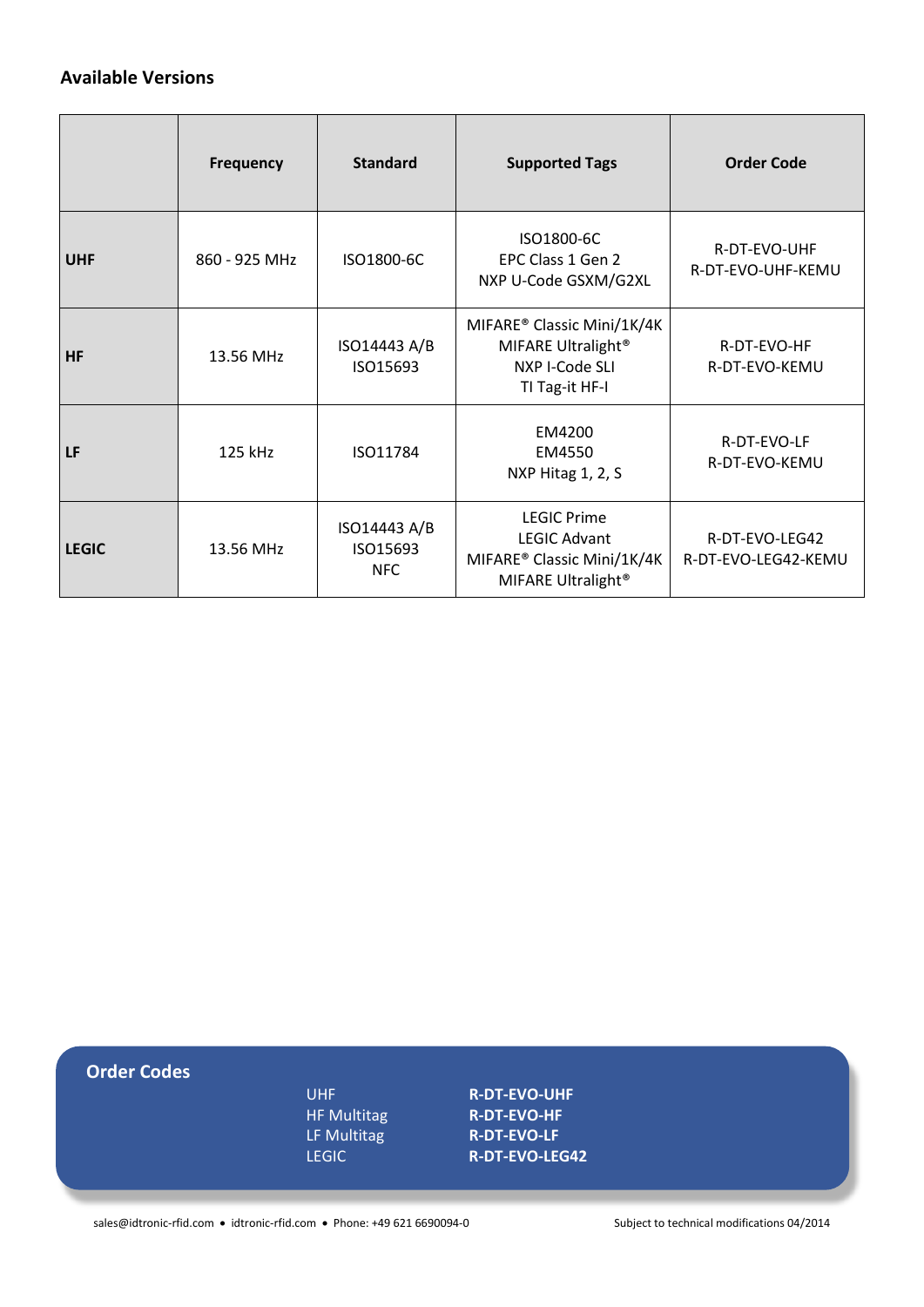## Available Versions

| | Frequency | Standard | Supported Tags | Order Code |
|---|---|---|---|---|
| **UHF** | 860 - 925 MHz | ISO1800-6C | ISO1800-6C<br>EPC Class 1 Gen 2<br>NXP U-Code GSXM/G2XL | R-DT-EVO-UHF<br>R-DT-EVO-UHF-KEMU |
| **HF** | 13.56 MHz | ISO14443 A/B<br>ISO15693 | MIFARE® Classic Mini/1K/4K<br>MIFARE Ultralight®<br>NXP I-Code SLI<br>TI Tag-it HF-I | R-DT-EVO-HF<br>R-DT-EVO-KEMU |
| **LF** | 125 kHz | ISO11784 | EM4200<br>EM4550<br>NXP Hitag 1, 2, S | R-DT-EVO-LF<br>R-DT-EVO-KEMU |
| **LEGIC** | 13.56 MHz | ISO14443 A/B<br>ISO15693<br>NFC | LEGIC Prime<br>LEGIC Advant<br>MIFARE® Classic Mini/1K/4K<br>MIFARE Ultralight® | R-DT-EVO-LEG42<br>R-DT-EVO-LEG42-KEMU |

## Order Codes

| | |
|---|---|
| UHF | **R-DT-EVO-UHF** |
| HF Multitag | **R-DT-EVO-HF** |
| LF Multitag | **R-DT-EVO-LF** |
| LEGIC | **R-DT-EVO-LEG42** |

sales@idtronic-rfid.com • idtronic-rfid.com • Phone: +49 621 6690094-0

Subject to technical modifications 04/2014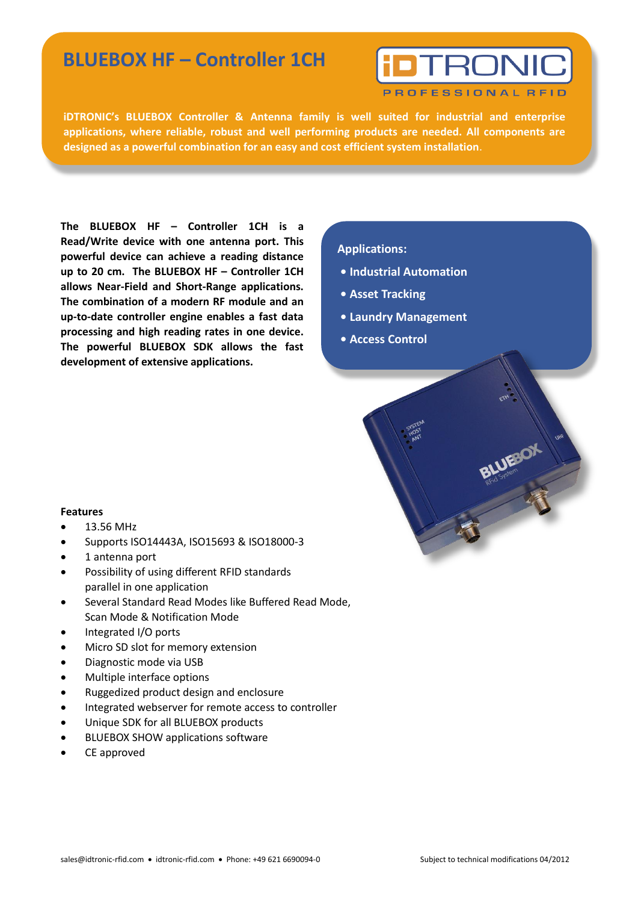# BLUEBOX HF – Controller 1CH

iDTRONIC PROFESSIONAL RFID

**iDTRONIC's BLUEBOX Controller & Antenna family is well suited for industrial and enterprise applications, where reliable, robust and well performing products are needed. All components are designed as a powerful combination for an easy and cost efficient system installation.**

**The BLUEBOX HF – Controller 1CH is a Read/Write device with one antenna port. This powerful device can achieve a reading distance up to 20 cm. The BLUEBOX HF – Controller 1CH allows Near-Field and Short-Range applications. The combination of a modern RF module and an up-to-date controller engine enables a fast data processing and high reading rates in one device. The powerful BLUEBOX SDK allows the fast development of extensive applications.**

**Applications:**

- **Industrial Automation**
- **Asset Tracking**
- **Laundry Management**
- **Access Control**

**Features**

- 13.56 MHz
- Supports ISO14443A, ISO15693 & ISO18000-3
- 1 antenna port
- Possibility of using different RFID standards parallel in one application
- Several Standard Read Modes like Buffered Read Mode, Scan Mode & Notification Mode
- Integrated I/O ports
- Micro SD slot for memory extension
- Diagnostic mode via USB
- Multiple interface options
- Ruggedized product design and enclosure
- Integrated webserver for remote access to controller
- Unique SDK for all BLUEBOX products
- BLUEBOX SHOW applications software
- CE approved

sales@idtronic-rfid.com • idtronic-rfid.com • Phone: +49 621 6690094-0 Subject to technical modifications 04/2012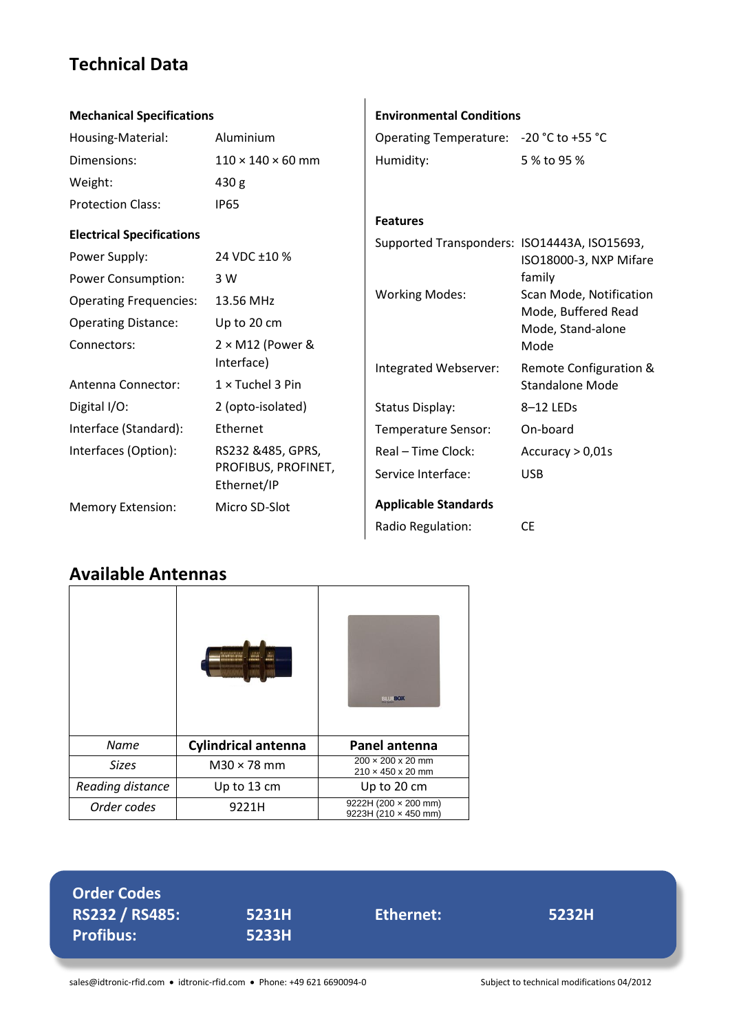# Technical Data

### Mechanical Specifications

| | |
|---|---|
| Housing-Material: | Aluminium |
| Dimensions: | 110 × 140 × 60 mm |
| Weight: | 430 g |
| Protection Class: | IP65 |

### Electrical Specifications

| | |
|---|---|
| Power Supply: | 24 VDC ±10 % |
| Power Consumption: | 3 W |
| Operating Frequencies: | 13.56 MHz |
| Operating Distance: | Up to 20 cm |
| Connectors: | 2 × M12 (Power & Interface) |
| Antenna Connector: | 1 × Tuchel 3 Pin |
| Digital I/O: | 2 (opto-isolated) |
| Interface (Standard): | Ethernet |
| Interfaces (Option): | RS232 &485, GPRS, PROFIBUS, PROFINET, Ethernet/IP |
| Memory Extension: | Micro SD-Slot |

### Environmental Conditions

| | |
|---|---|
| Operating Temperature: | -20 °C to +55 °C |
| Humidity: | 5 % to 95 % |

### Features

| | |
|---|---|
| Supported Transponders: | ISO14443A, ISO15693, ISO18000-3, NXP Mifare family |
| Working Modes: | Scan Mode, Notification Mode, Buffered Read Mode, Stand-alone Mode |
| Integrated Webserver: | Remote Configuration & Standalone Mode |
| Status Display: | 8–12 LEDs |
| Temperature Sensor: | On-board |
| Real – Time Clock: | Accuracy > 0,01s |
| Service Interface: | USB |

### Applicable Standards

| | |
|---|---|
| Radio Regulation: | CE |

## Available Antennas

| *Name* | **Cylindrical antenna** | **Panel antenna** |
|---|---|---|
| *Sizes* | M30 × 78 mm | 200 × 200 x 20 mm<br>210 × 450 x 20 mm |
| *Reading distance* | Up to 13 cm | Up to 20 cm |
| *Order codes* | 9221H | 9222H (200 × 200 mm)<br>9223H (210 × 450 mm) |

**Order Codes**

| | | | |
|---|---|---|---|
| **RS232 / RS485:** | **5231H** | **Ethernet:** | **5232H** |
| **Profibus:** | **5233H** | | |

sales@idtronic-rfid.com • idtronic-rfid.com • Phone: +49 621 6690094-0

Subject to technical modifications 04/2012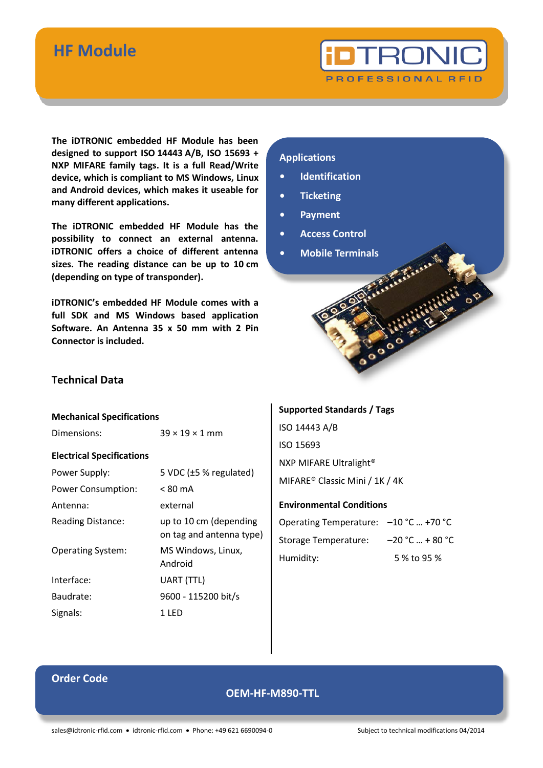# HF Module

**The iDTRONIC embedded HF Module has been designed to support ISO 14443 A/B, ISO 15693 + NXP MIFARE family tags. It is a full Read/Write device, which is compliant to MS Windows, Linux and Android devices, which makes it useable for many different applications.**

**The iDTRONIC embedded HF Module has the possibility to connect an external antenna. iDTRONIC offers a choice of different antenna sizes. The reading distance can be up to 10 cm (depending on type of transponder).**

**iDTRONIC's embedded HF Module comes with a full SDK and MS Windows based application Software. An Antenna 35 x 50 mm with 2 Pin Connector is included.**

## Applications

- **Identification**
- **Ticketing**
- **Payment**
- **Access Control**
- **Mobile Terminals**

## Technical Data

### Mechanical Specifications

| | |
|---|---|
| Dimensions: | 39 × 19 × 1 mm |

### Electrical Specifications

| | |
|---|---|
| Power Supply: | 5 VDC (±5 % regulated) |
| Power Consumption: | < 80 mA |
| Antenna: | external |
| Reading Distance: | up to 10 cm (depending on tag and antenna type) |
| Operating System: | MS Windows, Linux, Android |
| Interface: | UART (TTL) |
| Baudrate: | 9600 - 115200 bit/s |
| Signals: | 1 LED |

### Supported Standards / Tags

ISO 14443 A/B

ISO 15693

NXP MIFARE Ultralight®

MIFARE® Classic Mini / 1K / 4K

### Environmental Conditions

| | |
|---|---|
| Operating Temperature: | −10 °C … +70 °C |
| Storage Temperature: | −20 °C … + 80 °C |
| Humidity: | 5 % to 95 % |

## Order Code

**OEM-HF-M890-TTL**

sales@idtronic-rfid.com • idtronic-rfid.com • Phone: +49 621 6690094-0 Subject to technical modifications 04/2014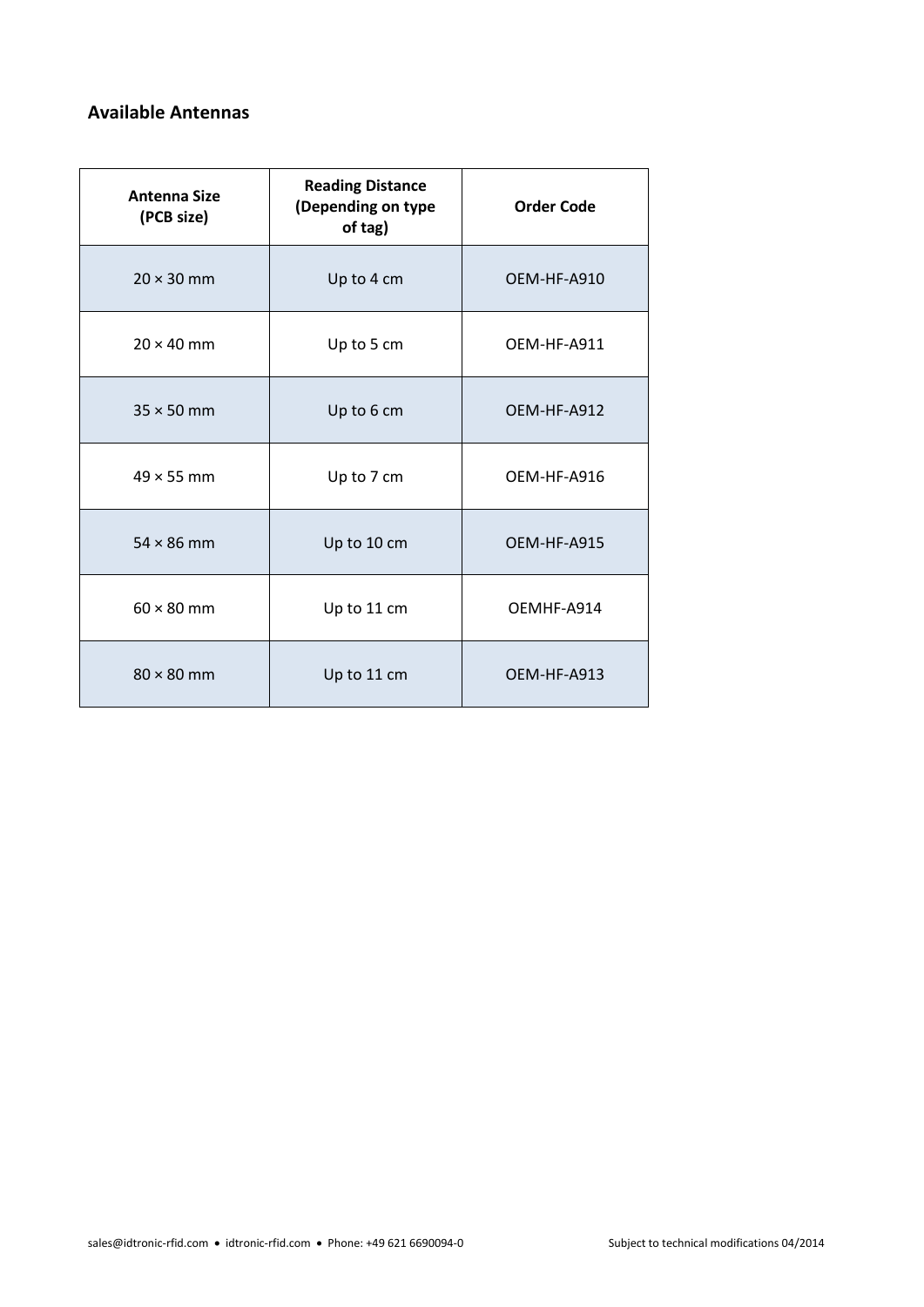## Available Antennas

| Antenna Size (PCB size) | Reading Distance (Depending on type of tag) | Order Code |
|---|---|---|
| 20 × 30 mm | Up to 4 cm | OEM-HF-A910 |
| 20 × 40 mm | Up to 5 cm | OEM-HF-A911 |
| 35 × 50 mm | Up to 6 cm | OEM-HF-A912 |
| 49 × 55 mm | Up to 7 cm | OEM-HF-A916 |
| 54 × 86 mm | Up to 10 cm | OEM-HF-A915 |
| 60 × 80 mm | Up to 11 cm | OEMHF-A914 |
| 80 × 80 mm | Up to 11 cm | OEM-HF-A913 |